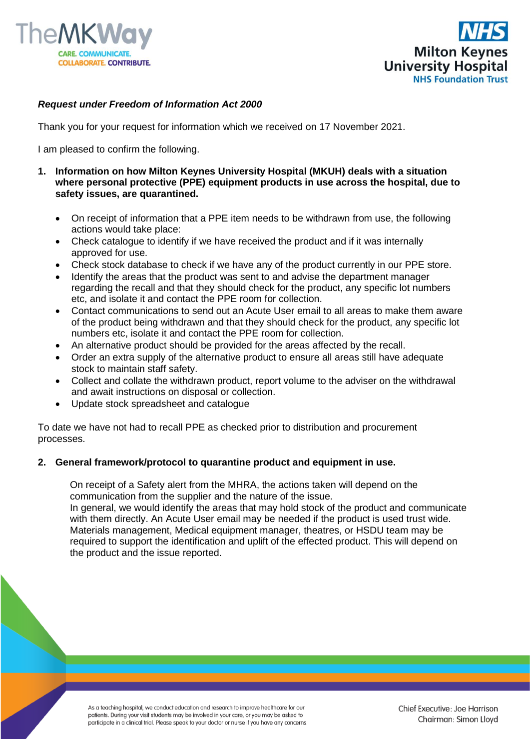*Request under Freedom of Information Act 2000*

Thank you for your request for information which we received on 17 November 2021.

I am pleased to confirm the following.

1. **Information on how Milton Keynes University Hospital (MKUH) deals with a situation where personal protective (PPE) equipment products in use across the hospital, due to safety issues, are quarantined.**

   - On receipt of information that a PPE item needs to be withdrawn from use, the following actions would take place:
   - Check catalogue to identify if we have received the product and if it was internally approved for use.
   - Check stock database to check if we have any of the product currently in our PPE store.
   - Identify the areas that the product was sent to and advise the department manager regarding the recall and that they should check for the product, any specific lot numbers etc, and isolate it and contact the PPE room for collection.
   - Contact communications to send out an Acute User email to all areas to make them aware of the product being withdrawn and that they should check for the product, any specific lot numbers etc, isolate it and contact the PPE room for collection.
   - An alternative product should be provided for the areas affected by the recall.
   - Order an extra supply of the alternative product to ensure all areas still have adequate stock to maintain staff safety.
   - Collect and collate the withdrawn product, report volume to the adviser on the withdrawal and await instructions on disposal or collection.
   - Update stock spreadsheet and catalogue

To date we have not had to recall PPE as checked prior to distribution and procurement processes.

2. **General framework/protocol to quarantine product and equipment in use.**

   On receipt of a Safety alert from the MHRA, the actions taken will depend on the communication from the supplier and the nature of the issue.
   In general, we would identify the areas that may hold stock of the product and communicate with them directly. An Acute User email may be needed if the product is used trust wide. Materials management, Medical equipment manager, theatres, or HSDU team may be required to support the identification and uplift of the effected product. This will depend on the product and the issue reported.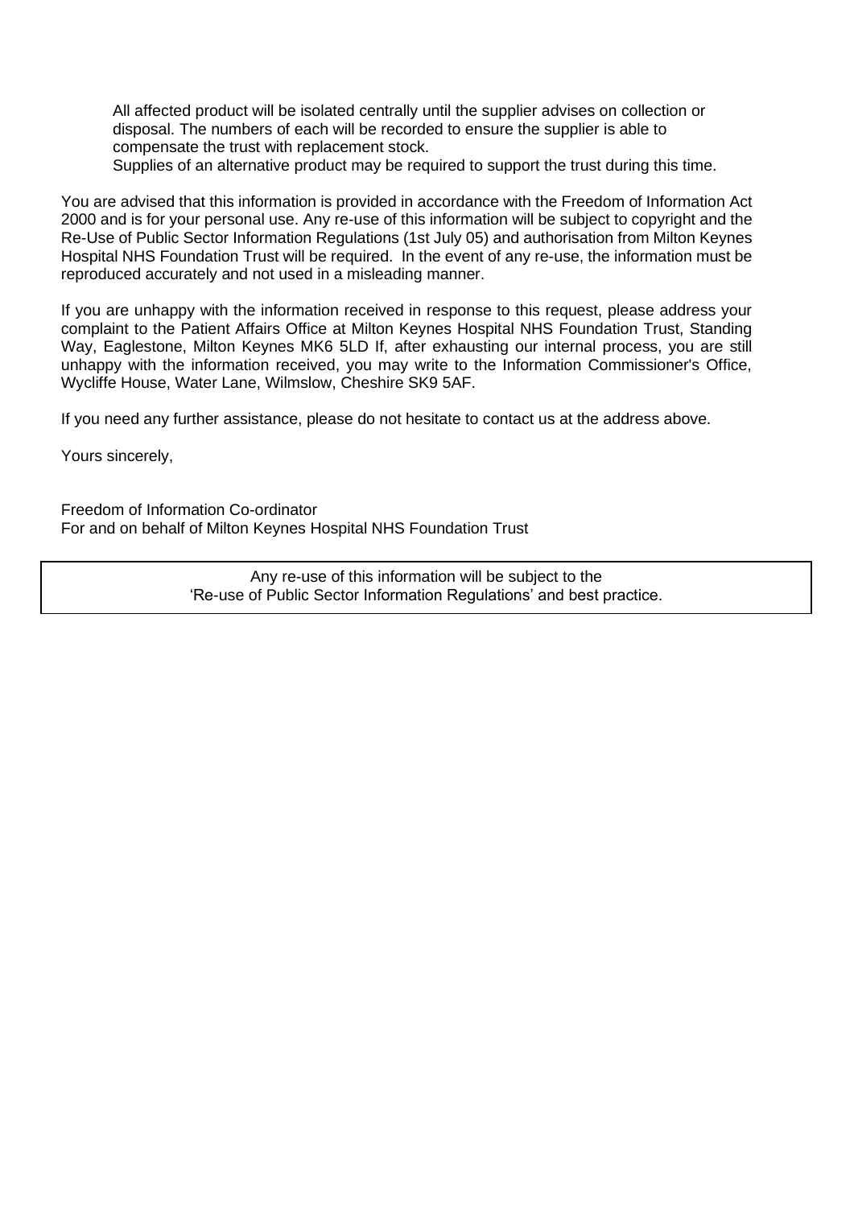All affected product will be isolated centrally until the supplier advises on collection or disposal. The numbers of each will be recorded to ensure the supplier is able to compensate the trust with replacement stock.
Supplies of an alternative product may be required to support the trust during this time.

You are advised that this information is provided in accordance with the Freedom of Information Act 2000 and is for your personal use. Any re-use of this information will be subject to copyright and the Re-Use of Public Sector Information Regulations (1st July 05) and authorisation from Milton Keynes Hospital NHS Foundation Trust will be required. In the event of any re-use, the information must be reproduced accurately and not used in a misleading manner.

If you are unhappy with the information received in response to this request, please address your complaint to the Patient Affairs Office at Milton Keynes Hospital NHS Foundation Trust, Standing Way, Eaglestone, Milton Keynes MK6 5LD If, after exhausting our internal process, you are still unhappy with the information received, you may write to the Information Commissioner's Office, Wycliffe House, Water Lane, Wilmslow, Cheshire SK9 5AF.

If you need any further assistance, please do not hesitate to contact us at the address above.

Yours sincerely,

Freedom of Information Co-ordinator
For and on behalf of Milton Keynes Hospital NHS Foundation Trust

Any re-use of this information will be subject to the
'Re-use of Public Sector Information Regulations' and best practice.